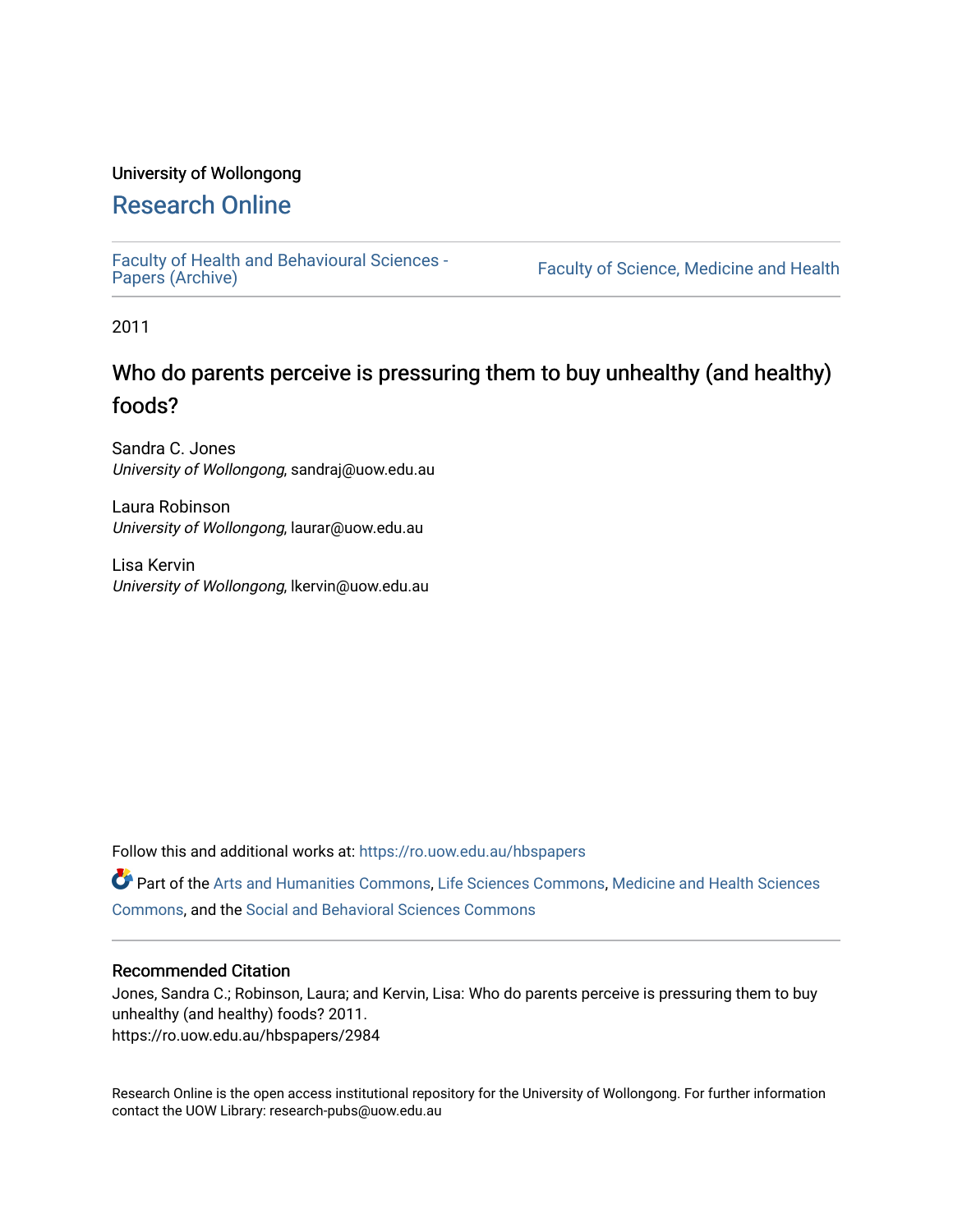University of Wollongong

# Research Online

Faculty of Health and Behavioural Sciences - Papers (Archive)

Faculty of Science, Medicine and Health

2011

## Who do parents perceive is pressuring them to buy unhealthy (and healthy) foods?

Sandra C. Jones
*University of Wollongong*, sandraj@uow.edu.au

Laura Robinson
*University of Wollongong*, laurar@uow.edu.au

Lisa Kervin
*University of Wollongong*, lkervin@uow.edu.au

Follow this and additional works at: https://ro.uow.edu.au/hbspapers

Part of the Arts and Humanities Commons, Life Sciences Commons, Medicine and Health Sciences Commons, and the Social and Behavioral Sciences Commons

### Recommended Citation

Jones, Sandra C.; Robinson, Laura; and Kervin, Lisa: Who do parents perceive is pressuring them to buy unhealthy (and healthy) foods? 2011.
https://ro.uow.edu.au/hbspapers/2984

Research Online is the open access institutional repository for the University of Wollongong. For further information contact the UOW Library: research-pubs@uow.edu.au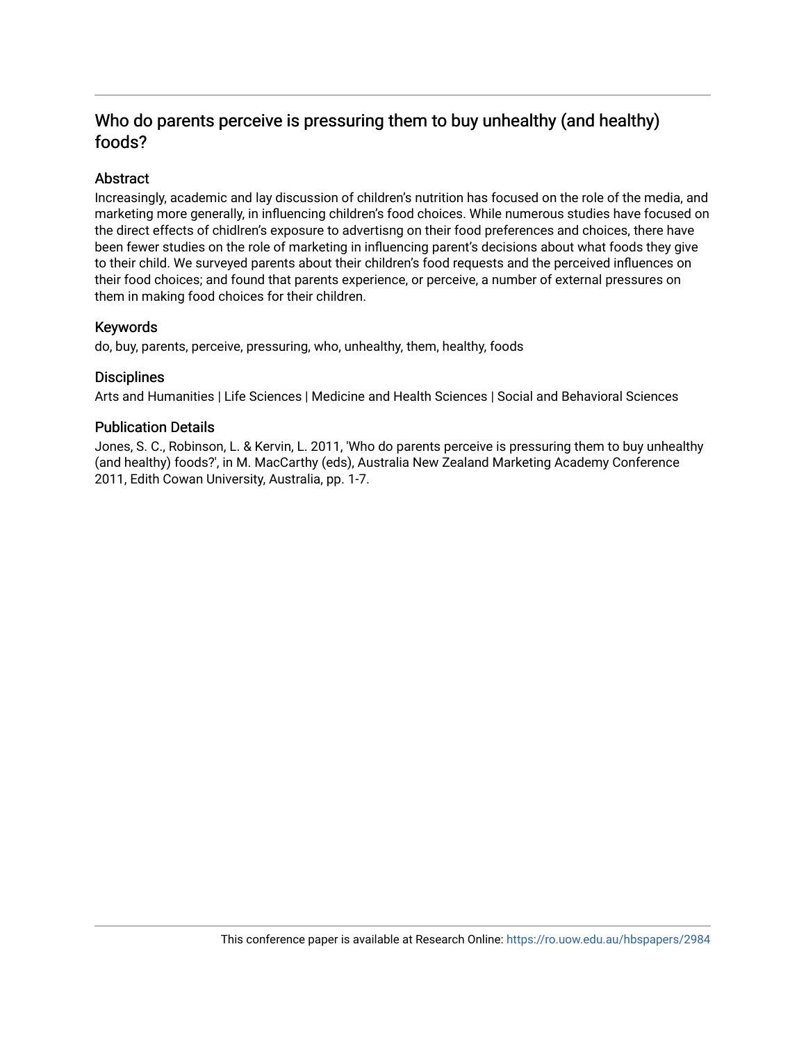## Who do parents perceive is pressuring them to buy unhealthy (and healthy) foods?

### Abstract

Increasingly, academic and lay discussion of children's nutrition has focused on the role of the media, and marketing more generally, in influencing children's food choices. While numerous studies have focused on the direct effects of chidlren's exposure to advertisng on their food preferences and choices, there have been fewer studies on the role of marketing in influencing parent's decisions about what foods they give to their child. We surveyed parents about their children's food requests and the perceived influences on their food choices; and found that parents experience, or perceive, a number of external pressures on them in making food choices for their children.

### Keywords

do, buy, parents, perceive, pressuring, who, unhealthy, them, healthy, foods

### Disciplines

Arts and Humanities | Life Sciences | Medicine and Health Sciences | Social and Behavioral Sciences

### Publication Details

Jones, S. C., Robinson, L. & Kervin, L. 2011, 'Who do parents perceive is pressuring them to buy unhealthy (and healthy) foods?', in M. MacCarthy (eds), Australia New Zealand Marketing Academy Conference 2011, Edith Cowan University, Australia, pp. 1-7.

This conference paper is available at Research Online: https://ro.uow.edu.au/hbspapers/2984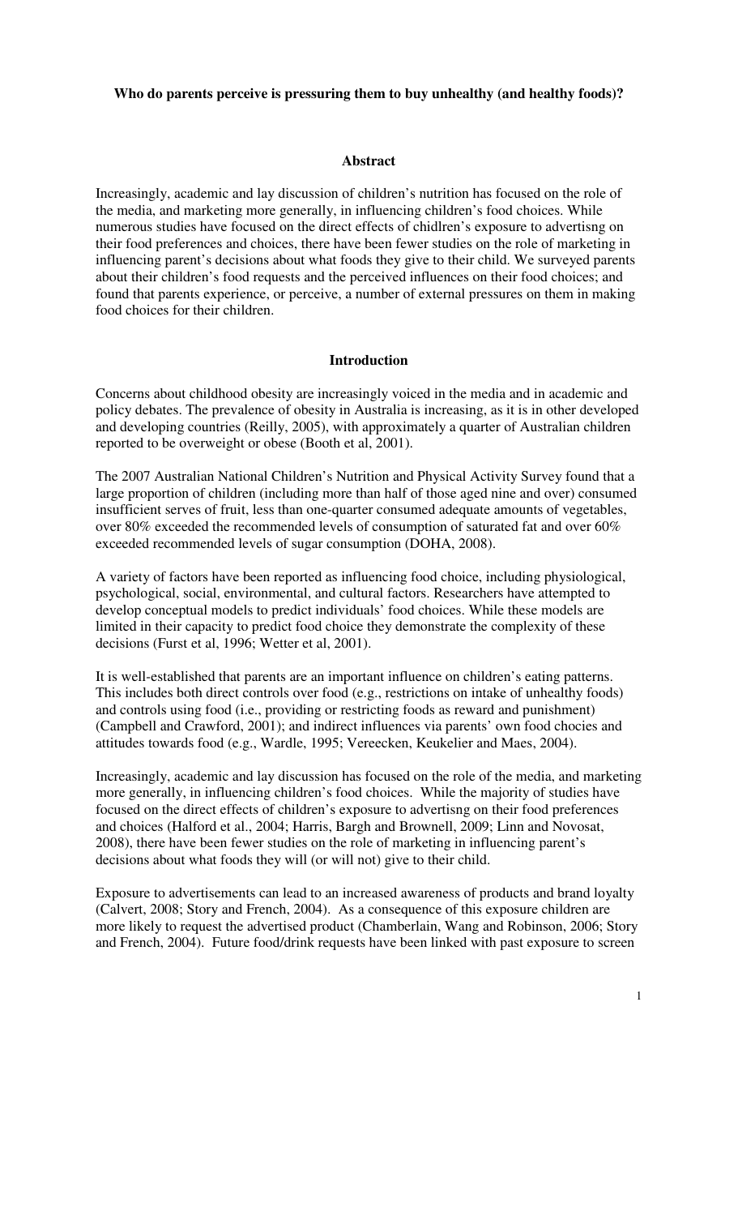**Who do parents perceive is pressuring them to buy unhealthy (and healthy foods)?**

## Abstract

Increasingly, academic and lay discussion of children's nutrition has focused on the role of the media, and marketing more generally, in influencing children's food choices. While numerous studies have focused on the direct effects of chidlren's exposure to advertisng on their food preferences and choices, there have been fewer studies on the role of marketing in influencing parent's decisions about what foods they give to their child. We surveyed parents about their children's food requests and the perceived influences on their food choices; and found that parents experience, or perceive, a number of external pressures on them in making food choices for their children.

## Introduction

Concerns about childhood obesity are increasingly voiced in the media and in academic and policy debates. The prevalence of obesity in Australia is increasing, as it is in other developed and developing countries (Reilly, 2005), with approximately a quarter of Australian children reported to be overweight or obese (Booth et al, 2001).

The 2007 Australian National Children's Nutrition and Physical Activity Survey found that a large proportion of children (including more than half of those aged nine and over) consumed insufficient serves of fruit, less than one-quarter consumed adequate amounts of vegetables, over 80% exceeded the recommended levels of consumption of saturated fat and over 60% exceeded recommended levels of sugar consumption (DOHA, 2008).

A variety of factors have been reported as influencing food choice, including physiological, psychological, social, environmental, and cultural factors. Researchers have attempted to develop conceptual models to predict individuals' food choices. While these models are limited in their capacity to predict food choice they demonstrate the complexity of these decisions (Furst et al, 1996; Wetter et al, 2001).

It is well-established that parents are an important influence on children's eating patterns. This includes both direct controls over food (e.g., restrictions on intake of unhealthy foods) and controls using food (i.e., providing or restricting foods as reward and punishment) (Campbell and Crawford, 2001); and indirect influences via parents' own food chocies and attitudes towards food (e.g., Wardle, 1995; Vereecken, Keukelier and Maes, 2004).

Increasingly, academic and lay discussion has focused on the role of the media, and marketing more generally, in influencing children's food choices. While the majority of studies have focused on the direct effects of children's exposure to advertisng on their food preferences and choices (Halford et al., 2004; Harris, Bargh and Brownell, 2009; Linn and Novosat, 2008), there have been fewer studies on the role of marketing in influencing parent's decisions about what foods they will (or will not) give to their child.

Exposure to advertisements can lead to an increased awareness of products and brand loyalty (Calvert, 2008; Story and French, 2004). As a consequence of this exposure children are more likely to request the advertised product (Chamberlain, Wang and Robinson, 2006; Story and French, 2004). Future food/drink requests have been linked with past exposure to screen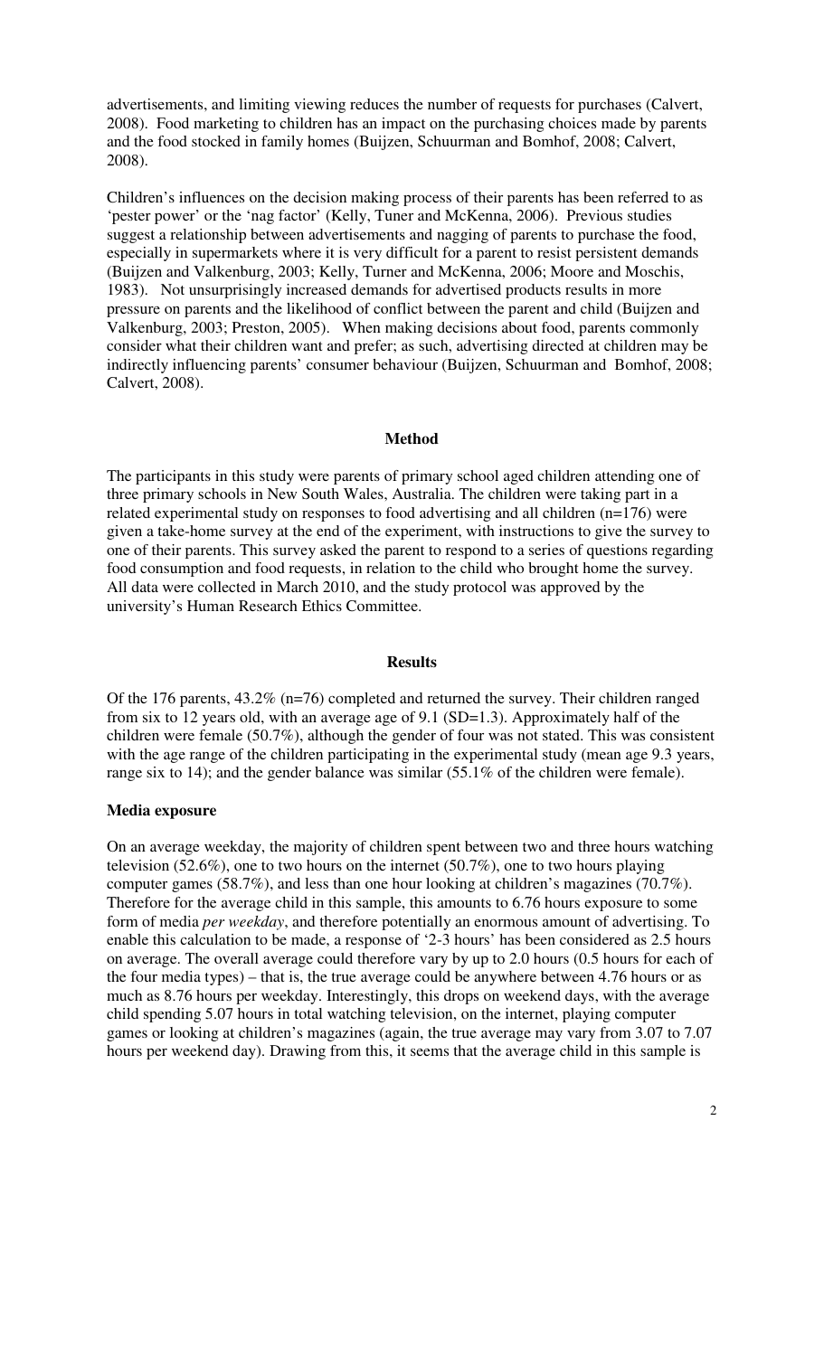advertisements, and limiting viewing reduces the number of requests for purchases (Calvert, 2008). Food marketing to children has an impact on the purchasing choices made by parents and the food stocked in family homes (Buijzen, Schuurman and Bomhof, 2008; Calvert, 2008).

Children's influences on the decision making process of their parents has been referred to as 'pester power' or the 'nag factor' (Kelly, Tuner and McKenna, 2006). Previous studies suggest a relationship between advertisements and nagging of parents to purchase the food, especially in supermarkets where it is very difficult for a parent to resist persistent demands (Buijzen and Valkenburg, 2003; Kelly, Turner and McKenna, 2006; Moore and Moschis, 1983). Not unsurprisingly increased demands for advertised products results in more pressure on parents and the likelihood of conflict between the parent and child (Buijzen and Valkenburg, 2003; Preston, 2005). When making decisions about food, parents commonly consider what their children want and prefer; as such, advertising directed at children may be indirectly influencing parents' consumer behaviour (Buijzen, Schuurman and Bomhof, 2008; Calvert, 2008).

## Method

The participants in this study were parents of primary school aged children attending one of three primary schools in New South Wales, Australia. The children were taking part in a related experimental study on responses to food advertising and all children (n=176) were given a take-home survey at the end of the experiment, with instructions to give the survey to one of their parents. This survey asked the parent to respond to a series of questions regarding food consumption and food requests, in relation to the child who brought home the survey. All data were collected in March 2010, and the study protocol was approved by the university's Human Research Ethics Committee.

## Results

Of the 176 parents, 43.2% (n=76) completed and returned the survey. Their children ranged from six to 12 years old, with an average age of 9.1 (SD=1.3). Approximately half of the children were female (50.7%), although the gender of four was not stated. This was consistent with the age range of the children participating in the experimental study (mean age 9.3 years, range six to 14); and the gender balance was similar (55.1% of the children were female).

### Media exposure

On an average weekday, the majority of children spent between two and three hours watching television (52.6%), one to two hours on the internet (50.7%), one to two hours playing computer games (58.7%), and less than one hour looking at children's magazines (70.7%). Therefore for the average child in this sample, this amounts to 6.76 hours exposure to some form of media *per weekday*, and therefore potentially an enormous amount of advertising. To enable this calculation to be made, a response of '2-3 hours' has been considered as 2.5 hours on average. The overall average could therefore vary by up to 2.0 hours (0.5 hours for each of the four media types) – that is, the true average could be anywhere between 4.76 hours or as much as 8.76 hours per weekday. Interestingly, this drops on weekend days, with the average child spending 5.07 hours in total watching television, on the internet, playing computer games or looking at children's magazines (again, the true average may vary from 3.07 to 7.07 hours per weekend day). Drawing from this, it seems that the average child in this sample is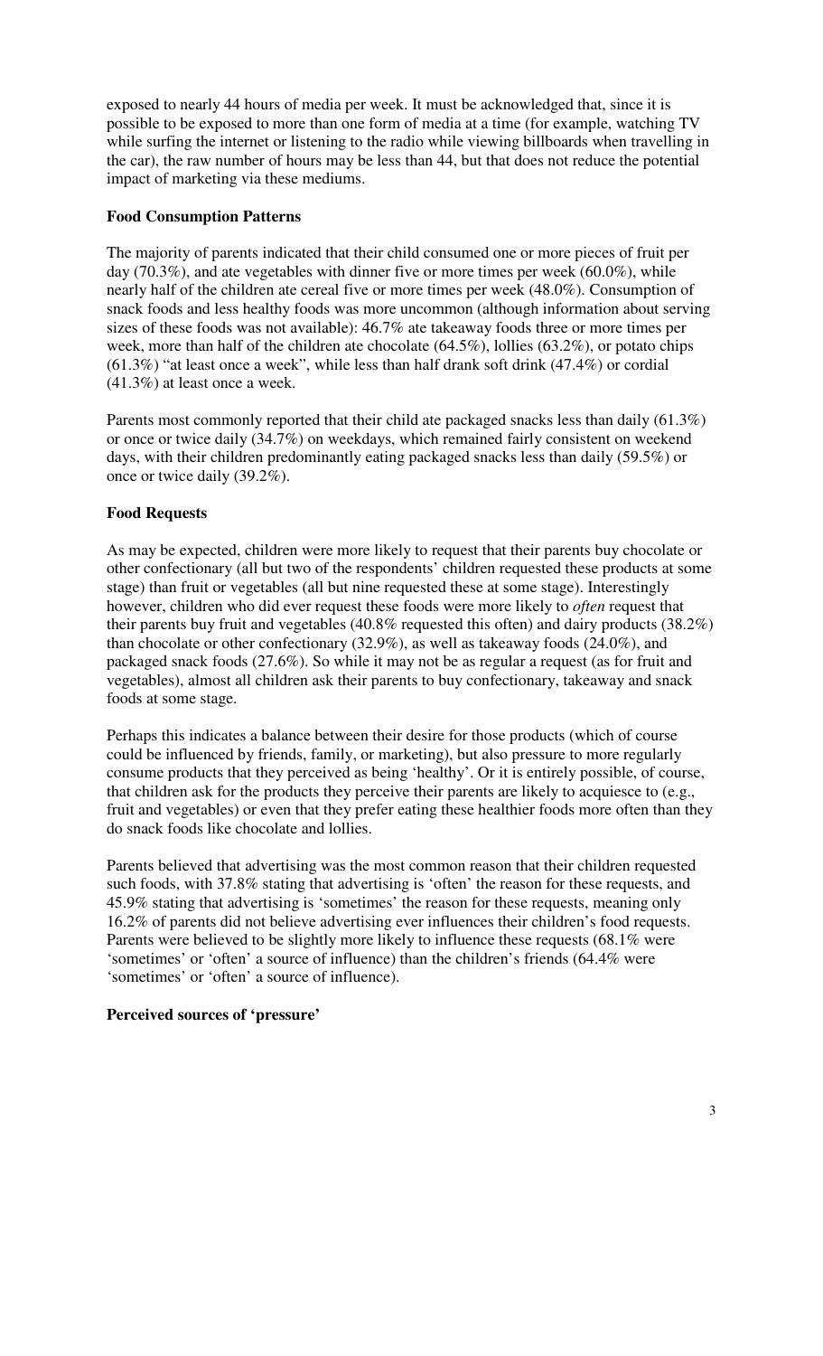exposed to nearly 44 hours of media per week. It must be acknowledged that, since it is possible to be exposed to more than one form of media at a time (for example, watching TV while surfing the internet or listening to the radio while viewing billboards when travelling in the car), the raw number of hours may be less than 44, but that does not reduce the potential impact of marketing via these mediums.

**Food Consumption Patterns**

The majority of parents indicated that their child consumed one or more pieces of fruit per day (70.3%), and ate vegetables with dinner five or more times per week (60.0%), while nearly half of the children ate cereal five or more times per week (48.0%). Consumption of snack foods and less healthy foods was more uncommon (although information about serving sizes of these foods was not available): 46.7% ate takeaway foods three or more times per week, more than half of the children ate chocolate (64.5%), lollies (63.2%), or potato chips (61.3%) "at least once a week", while less than half drank soft drink (47.4%) or cordial (41.3%) at least once a week.

Parents most commonly reported that their child ate packaged snacks less than daily (61.3%) or once or twice daily (34.7%) on weekdays, which remained fairly consistent on weekend days, with their children predominantly eating packaged snacks less than daily (59.5%) or once or twice daily (39.2%).

**Food Requests**

As may be expected, children were more likely to request that their parents buy chocolate or other confectionary (all but two of the respondents' children requested these products at some stage) than fruit or vegetables (all but nine requested these at some stage). Interestingly however, children who did ever request these foods were more likely to *often* request that their parents buy fruit and vegetables (40.8% requested this often) and dairy products (38.2%) than chocolate or other confectionary (32.9%), as well as takeaway foods (24.0%), and packaged snack foods (27.6%). So while it may not be as regular a request (as for fruit and vegetables), almost all children ask their parents to buy confectionary, takeaway and snack foods at some stage.

Perhaps this indicates a balance between their desire for those products (which of course could be influenced by friends, family, or marketing), but also pressure to more regularly consume products that they perceived as being 'healthy'. Or it is entirely possible, of course, that children ask for the products they perceive their parents are likely to acquiesce to (e.g., fruit and vegetables) or even that they prefer eating these healthier foods more often than they do snack foods like chocolate and lollies.

Parents believed that advertising was the most common reason that their children requested such foods, with 37.8% stating that advertising is 'often' the reason for these requests, and 45.9% stating that advertising is 'sometimes' the reason for these requests, meaning only 16.2% of parents did not believe advertising ever influences their children's food requests. Parents were believed to be slightly more likely to influence these requests (68.1% were 'sometimes' or 'often' a source of influence) than the children's friends (64.4% were 'sometimes' or 'often' a source of influence).

**Perceived sources of 'pressure'**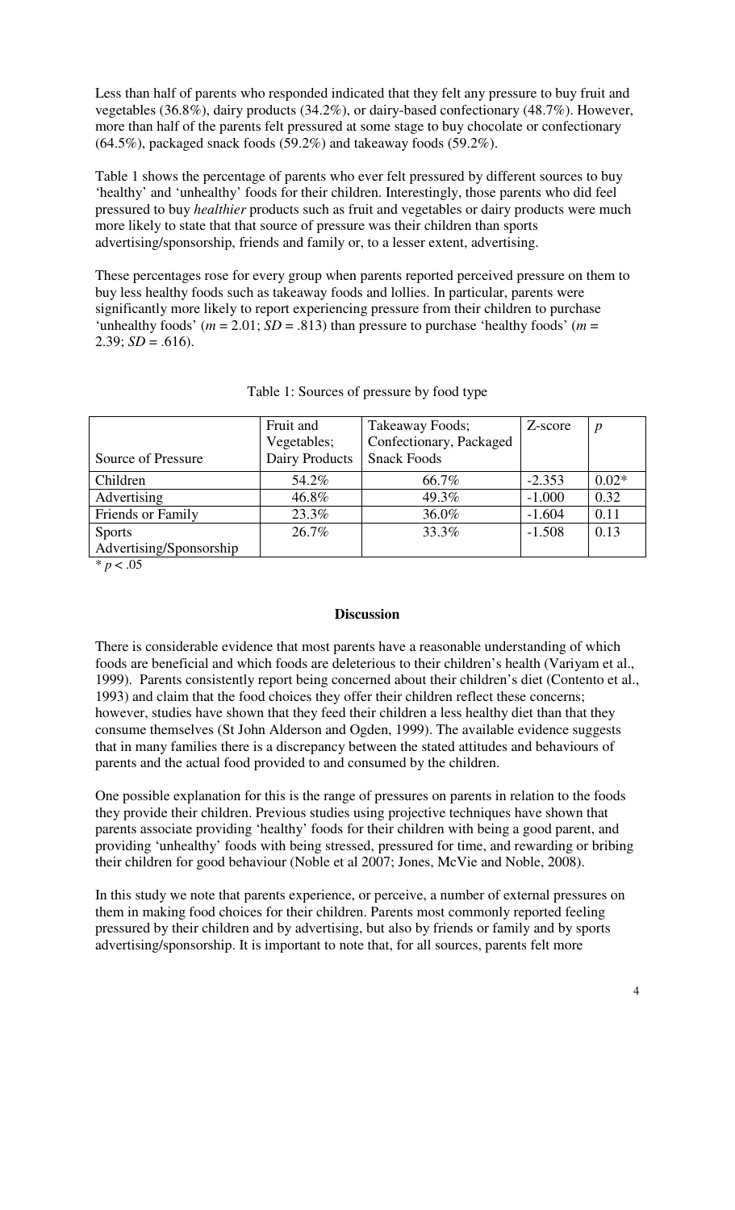Less than half of parents who responded indicated that they felt any pressure to buy fruit and vegetables (36.8%), dairy products (34.2%), or dairy-based confectionary (48.7%). However, more than half of the parents felt pressured at some stage to buy chocolate or confectionary (64.5%), packaged snack foods (59.2%) and takeaway foods (59.2%).

Table 1 shows the percentage of parents who ever felt pressured by different sources to buy 'healthy' and 'unhealthy' foods for their children. Interestingly, those parents who did feel pressured to buy *healthier* products such as fruit and vegetables or dairy products were much more likely to state that that source of pressure was their children than sports advertising/sponsorship, friends and family or, to a lesser extent, advertising.

These percentages rose for every group when parents reported perceived pressure on them to buy less healthy foods such as takeaway foods and lollies. In particular, parents were significantly more likely to report experiencing pressure from their children to purchase 'unhealthy foods' ($m = 2.01$; $SD = .813$) than pressure to purchase 'healthy foods' ($m = 2.39$; $SD = .616$).

Table 1: Sources of pressure by food type

| Source of Pressure | Fruit and Vegetables; Dairy Products | Takeaway Foods; Confectionary, Packaged Snack Foods | Z-score | $p$ |
|---|---|---|---|---|
| Children | 54.2% | 66.7% | -2.353 | 0.02* |
| Advertising | 46.8% | 49.3% | -1.000 | 0.32 |
| Friends or Family | 23.3% | 36.0% | -1.604 | 0.11 |
| Sports Advertising/Sponsorship | 26.7% | 33.3% | -1.508 | 0.13 |

* $p < .05$

## Discussion

There is considerable evidence that most parents have a reasonable understanding of which foods are beneficial and which foods are deleterious to their children's health (Variyam et al., 1999). Parents consistently report being concerned about their children's diet (Contento et al., 1993) and claim that the food choices they offer their children reflect these concerns; however, studies have shown that they feed their children a less healthy diet than that they consume themselves (St John Alderson and Ogden, 1999). The available evidence suggests that in many families there is a discrepancy between the stated attitudes and behaviours of parents and the actual food provided to and consumed by the children.

One possible explanation for this is the range of pressures on parents in relation to the foods they provide their children. Previous studies using projective techniques have shown that parents associate providing 'healthy' foods for their children with being a good parent, and providing 'unhealthy' foods with being stressed, pressured for time, and rewarding or bribing their children for good behaviour (Noble et al 2007; Jones, McVie and Noble, 2008).

In this study we note that parents experience, or perceive, a number of external pressures on them in making food choices for their children. Parents most commonly reported feeling pressured by their children and by advertising, but also by friends or family and by sports advertising/sponsorship. It is important to note that, for all sources, parents felt more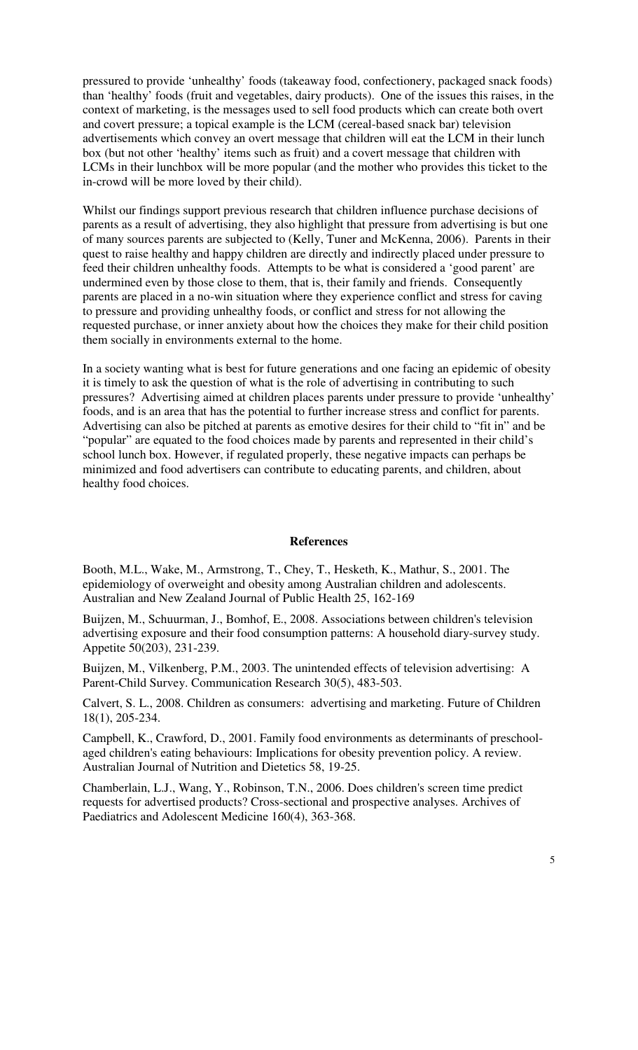pressured to provide 'unhealthy' foods (takeaway food, confectionery, packaged snack foods) than 'healthy' foods (fruit and vegetables, dairy products). One of the issues this raises, in the context of marketing, is the messages used to sell food products which can create both overt and covert pressure; a topical example is the LCM (cereal-based snack bar) television advertisements which convey an overt message that children will eat the LCM in their lunch box (but not other 'healthy' items such as fruit) and a covert message that children with LCMs in their lunchbox will be more popular (and the mother who provides this ticket to the in-crowd will be more loved by their child).

Whilst our findings support previous research that children influence purchase decisions of parents as a result of advertising, they also highlight that pressure from advertising is but one of many sources parents are subjected to (Kelly, Tuner and McKenna, 2006). Parents in their quest to raise healthy and happy children are directly and indirectly placed under pressure to feed their children unhealthy foods. Attempts to be what is considered a 'good parent' are undermined even by those close to them, that is, their family and friends. Consequently parents are placed in a no-win situation where they experience conflict and stress for caving to pressure and providing unhealthy foods, or conflict and stress for not allowing the requested purchase, or inner anxiety about how the choices they make for their child position them socially in environments external to the home.

In a society wanting what is best for future generations and one facing an epidemic of obesity it is timely to ask the question of what is the role of advertising in contributing to such pressures? Advertising aimed at children places parents under pressure to provide 'unhealthy' foods, and is an area that has the potential to further increase stress and conflict for parents. Advertising can also be pitched at parents as emotive desires for their child to "fit in" and be "popular" are equated to the food choices made by parents and represented in their child's school lunch box. However, if regulated properly, these negative impacts can perhaps be minimized and food advertisers can contribute to educating parents, and children, about healthy food choices.

## References

Booth, M.L., Wake, M., Armstrong, T., Chey, T., Hesketh, K., Mathur, S., 2001. The epidemiology of overweight and obesity among Australian children and adolescents. Australian and New Zealand Journal of Public Health 25, 162-169

Buijzen, M., Schuurman, J., Bomhof, E., 2008. Associations between children's television advertising exposure and their food consumption patterns: A household diary-survey study. Appetite 50(203), 231-239.

Buijzen, M., Vilkenberg, P.M., 2003. The unintended effects of television advertising: A Parent-Child Survey. Communication Research 30(5), 483-503.

Calvert, S. L., 2008. Children as consumers: advertising and marketing. Future of Children 18(1), 205-234.

Campbell, K., Crawford, D., 2001. Family food environments as determinants of preschool-aged children's eating behaviours: Implications for obesity prevention policy. A review. Australian Journal of Nutrition and Dietetics 58, 19-25.

Chamberlain, L.J., Wang, Y., Robinson, T.N., 2006. Does children's screen time predict requests for advertised products? Cross-sectional and prospective analyses. Archives of Paediatrics and Adolescent Medicine 160(4), 363-368.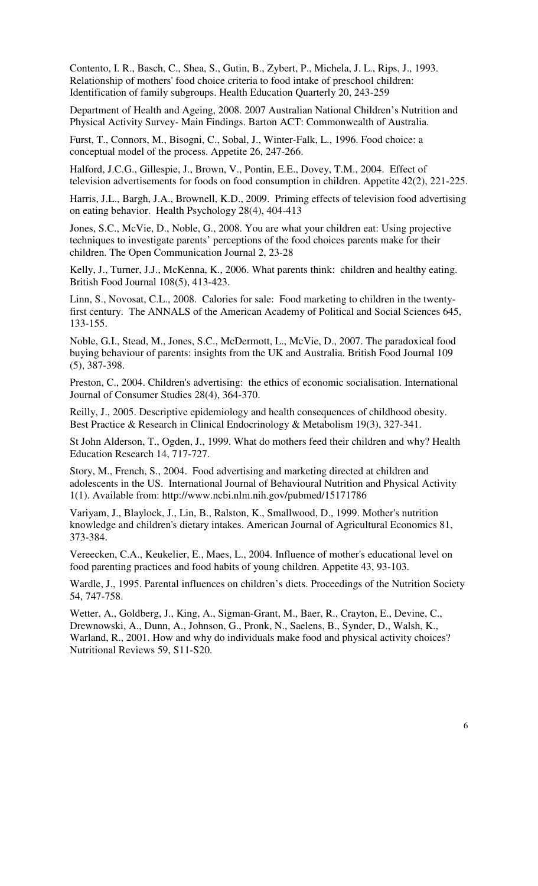Contento, I. R., Basch, C., Shea, S., Gutin, B., Zybert, P., Michela, J. L., Rips, J., 1993. Relationship of mothers' food choice criteria to food intake of preschool children: Identification of family subgroups. Health Education Quarterly 20, 243-259

Department of Health and Ageing, 2008. 2007 Australian National Children's Nutrition and Physical Activity Survey- Main Findings. Barton ACT: Commonwealth of Australia.

Furst, T., Connors, M., Bisogni, C., Sobal, J., Winter-Falk, L., 1996. Food choice: a conceptual model of the process. Appetite 26, 247-266.

Halford, J.C.G., Gillespie, J., Brown, V., Pontin, E.E., Dovey, T.M., 2004. Effect of television advertisements for foods on food consumption in children. Appetite 42(2), 221-225.

Harris, J.L., Bargh, J.A., Brownell, K.D., 2009. Priming effects of television food advertising on eating behavior. Health Psychology 28(4), 404-413

Jones, S.C., McVie, D., Noble, G., 2008. You are what your children eat: Using projective techniques to investigate parents' perceptions of the food choices parents make for their children. The Open Communication Journal 2, 23-28

Kelly, J., Turner, J.J., McKenna, K., 2006. What parents think: children and healthy eating. British Food Journal 108(5), 413-423.

Linn, S., Novosat, C.L., 2008. Calories for sale: Food marketing to children in the twenty-first century. The ANNALS of the American Academy of Political and Social Sciences 645, 133-155.

Noble, G.I., Stead, M., Jones, S.C., McDermott, L., McVie, D., 2007. The paradoxical food buying behaviour of parents: insights from the UK and Australia. British Food Journal 109 (5), 387-398.

Preston, C., 2004. Children's advertising: the ethics of economic socialisation. International Journal of Consumer Studies 28(4), 364-370.

Reilly, J., 2005. Descriptive epidemiology and health consequences of childhood obesity. Best Practice & Research in Clinical Endocrinology & Metabolism 19(3), 327-341.

St John Alderson, T., Ogden, J., 1999. What do mothers feed their children and why? Health Education Research 14, 717-727.

Story, M., French, S., 2004. Food advertising and marketing directed at children and adolescents in the US. International Journal of Behavioural Nutrition and Physical Activity 1(1). Available from: http://www.ncbi.nlm.nih.gov/pubmed/15171786

Variyam, J., Blaylock, J., Lin, B., Ralston, K., Smallwood, D., 1999. Mother's nutrition knowledge and children's dietary intakes. American Journal of Agricultural Economics 81, 373-384.

Vereecken, C.A., Keukelier, E., Maes, L., 2004. Influence of mother's educational level on food parenting practices and food habits of young children. Appetite 43, 93-103.

Wardle, J., 1995. Parental influences on children's diets. Proceedings of the Nutrition Society 54, 747-758.

Wetter, A., Goldberg, J., King, A., Sigman-Grant, M., Baer, R., Crayton, E., Devine, C., Drewnowski, A., Dunn, A., Johnson, G., Pronk, N., Saelens, B., Synder, D., Walsh, K., Warland, R., 2001. How and why do individuals make food and physical activity choices? Nutritional Reviews 59, S11-S20.